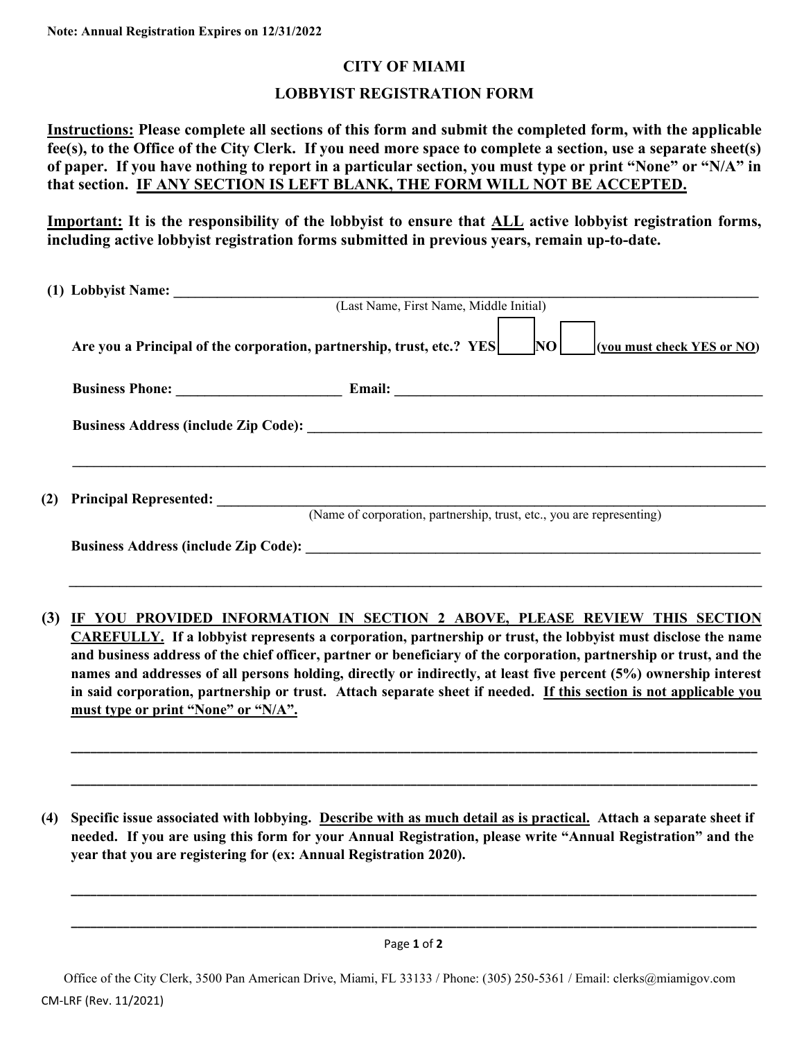**Note: Annual Registration Expires on 12/31/2022**

# CITY OF MIAMI

## LOBBYIST REGISTRATION FORM

**Instructions: Please complete all sections of this form and submit the completed form, with the applicable fee(s), to the Office of the City Clerk. If you need more space to complete a section, use a separate sheet(s) of paper. If you have nothing to report in a particular section, you must type or print "None" or "N/A" in that section. IF ANY SECTION IS LEFT BLANK, THE FORM WILL NOT BE ACCEPTED.**

**Important: It is the responsibility of the lobbyist to ensure that ALL active lobbyist registration forms, including active lobbyist registration forms submitted in previous years, remain up-to-date.**

**(1) Lobbyist Name:** ______________________________________________
(Last Name, First Name, Middle Initial)

**Are you a Principal of the corporation, partnership, trust, etc.? YES ☐ NO ☐ (you must check YES or NO)**

**Business Phone:** ______________________ **Email:** ______________________________

**Business Address (include Zip Code):** ______________________________________________

______________________________________________________________________

**(2) Principal Represented:** ______________________________________________
(Name of corporation, partnership, trust, etc., you are representing)

**Business Address (include Zip Code):** ______________________________________________

______________________________________________________________________

**(3) IF YOU PROVIDED INFORMATION IN SECTION 2 ABOVE, PLEASE REVIEW THIS SECTION CAREFULLY. If a lobbyist represents a corporation, partnership or trust, the lobbyist must disclose the name and business address of the chief officer, partner or beneficiary of the corporation, partnership or trust, and the names and addresses of all persons holding, directly or indirectly, at least five percent (5%) ownership interest in said corporation, partnership or trust. Attach separate sheet if needed. If this section is not applicable you must type or print "None" or "N/A".**

______________________________________________________________________

______________________________________________________________________

**(4) Specific issue associated with lobbying. Describe with as much detail as is practical. Attach a separate sheet if needed. If you are using this form for your Annual Registration, please write "Annual Registration" and the year that you are registering for (ex: Annual Registration 2020).**

______________________________________________________________________

______________________________________________________________________

Office of the City Clerk, 3500 Pan American Drive, Miami, FL 33133 / Phone: (305) 250-5361 / Email: clerks@miamigov.com

CM-LRF (Rev. 11/2021)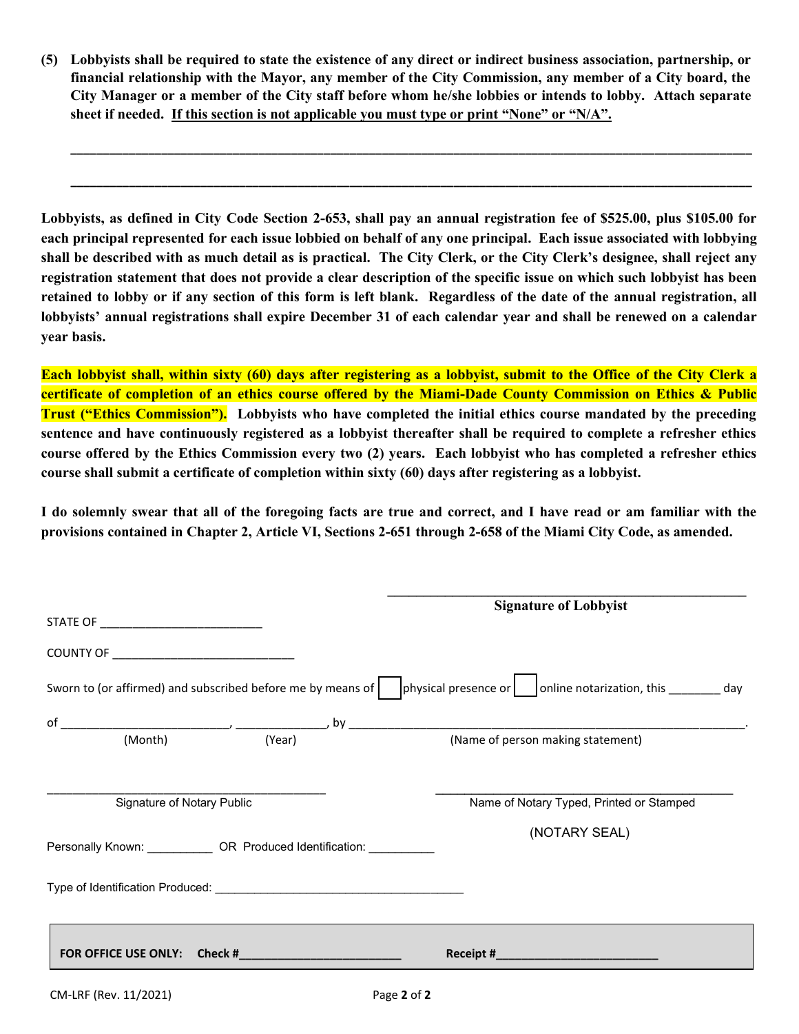**(5) Lobbyists shall be required to state the existence of any direct or indirect business association, partnership, or financial relationship with the Mayor, any member of the City Commission, any member of a City board, the City Manager or a member of the City staff before whom he/she lobbies or intends to lobby. Attach separate sheet if needed. If this section is not applicable you must type or print "None" or "N/A".**

______________________________________________________________________________

______________________________________________________________________________

**Lobbyists, as defined in City Code Section 2-653, shall pay an annual registration fee of $525.00, plus $105.00 for each principal represented for each issue lobbied on behalf of any one principal. Each issue associated with lobbying shall be described with as much detail as is practical. The City Clerk, or the City Clerk's designee, shall reject any registration statement that does not provide a clear description of the specific issue on which such lobbyist has been retained to lobby or if any section of this form is left blank. Regardless of the date of the annual registration, all lobbyists' annual registrations shall expire December 31 of each calendar year and shall be renewed on a calendar year basis.**

**Each lobbyist shall, within sixty (60) days after registering as a lobbyist, submit to the Office of the City Clerk a certificate of completion of an ethics course offered by the Miami-Dade County Commission on Ethics & Public Trust ("Ethics Commission"). Lobbyists who have completed the initial ethics course mandated by the preceding sentence and have continuously registered as a lobbyist thereafter shall be required to complete a refresher ethics course offered by the Ethics Commission every two (2) years. Each lobbyist who has completed a refresher ethics course shall submit a certificate of completion within sixty (60) days after registering as a lobbyist.**

**I do solemnly swear that all of the foregoing facts are true and correct, and I have read or am familiar with the provisions contained in Chapter 2, Article VI, Sections 2-651 through 2-658 of the Miami City Code, as amended.**

______________________________________________
**Signature of Lobbyist**

STATE OF ________________________

COUNTY OF ____________________________

Sworn to (or affirmed) and subscribed before me by means of ☐ physical presence or ☐ online notarization, this ________ day

of _________________________, _____________, by ______________________________________________________.
(Month) (Year) (Name of person making statement)

________________________________________
Signature of Notary Public

________________________________________
Name of Notary Typed, Printed or Stamped

(NOTARY SEAL)

Personally Known: __________ OR Produced Identification: __________

Type of Identification Produced: ____________________________________

**FOR OFFICE USE ONLY: Check #________________________ Receipt #________________________**

CM-LRF (Rev. 11/2021)